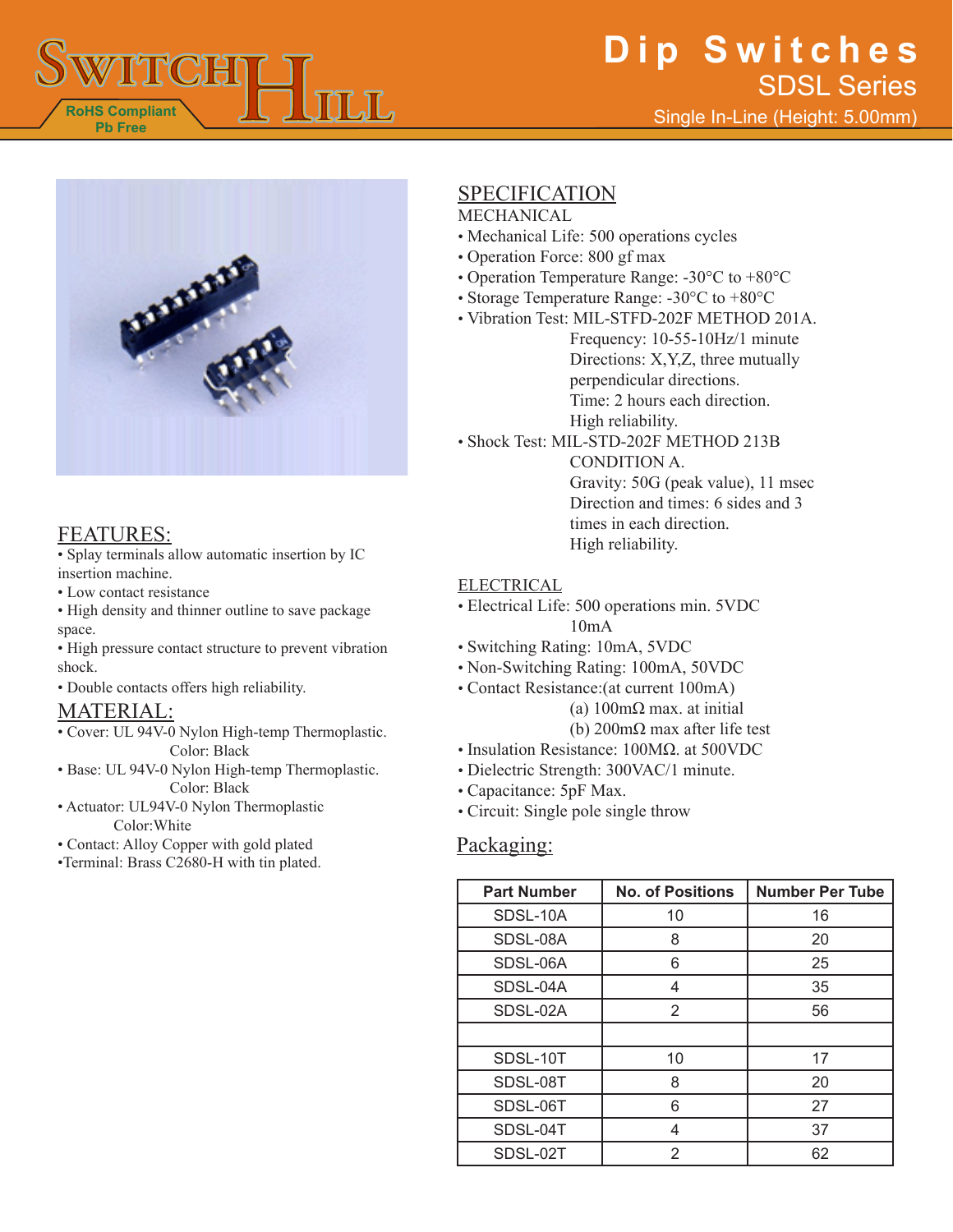# Dip Switches

## SDSL Series

Single In-Line (Height: 5.00mm)

RoHS Compliant
Pb Free

## FEATURES:

- Splay terminals allow automatic insertion by IC insertion machine.
- Low contact resistance
- High density and thinner outline to save package space.
- High pressure contact structure to prevent vibration shock.
- Double contacts offers high reliability.

## MATERIAL:

- Cover: UL 94V-0 Nylon High-temp Thermoplastic. Color: Black
- Base: UL 94V-0 Nylon High-temp Thermoplastic. Color: Black
- Actuator: UL94V-0 Nylon Thermoplastic Color:White
- Contact: Alloy Copper with gold plated
- Terminal: Brass C2680-H with tin plated.

## SPECIFICATION

### MECHANICAL

- Mechanical Life: 500 operations cycles
- Operation Force: 800 gf max
- Operation Temperature Range: -30°C to +80°C
- Storage Temperature Range: -30°C to +80°C
- Vibration Test: MIL-STFD-202F METHOD 201A.
  Frequency: 10-55-10Hz/1 minute
  Directions: X,Y,Z, three mutually perpendicular directions.
  Time: 2 hours each direction.
  High reliability.
- Shock Test: MIL-STD-202F METHOD 213B CONDITION A.
  Gravity: 50G (peak value), 11 msec
  Direction and times: 6 sides and 3 times in each direction.
  High reliability.

### ELECTRICAL

- Electrical Life: 500 operations min. 5VDC 10mA
- Switching Rating: 10mA, 5VDC
- Non-Switching Rating: 100mA, 50VDC
- Contact Resistance:(at current 100mA)
  (a) 100mΩ max. at initial
  (b) 200mΩ max after life test
- Insulation Resistance: 100MΩ. at 500VDC
- Dielectric Strength: 300VAC/1 minute.
- Capacitance: 5pF Max.
- Circuit: Single pole single throw

## Packaging:

| Part Number | No. of Positions | Number Per Tube |
|---|---|---|
| SDSL-10A | 10 | 16 |
| SDSL-08A | 8 | 20 |
| SDSL-06A | 6 | 25 |
| SDSL-04A | 4 | 35 |
| SDSL-02A | 2 | 56 |
| | | |
| SDSL-10T | 10 | 17 |
| SDSL-08T | 8 | 20 |
| SDSL-06T | 6 | 27 |
| SDSL-04T | 4 | 37 |
| SDSL-02T | 2 | 62 |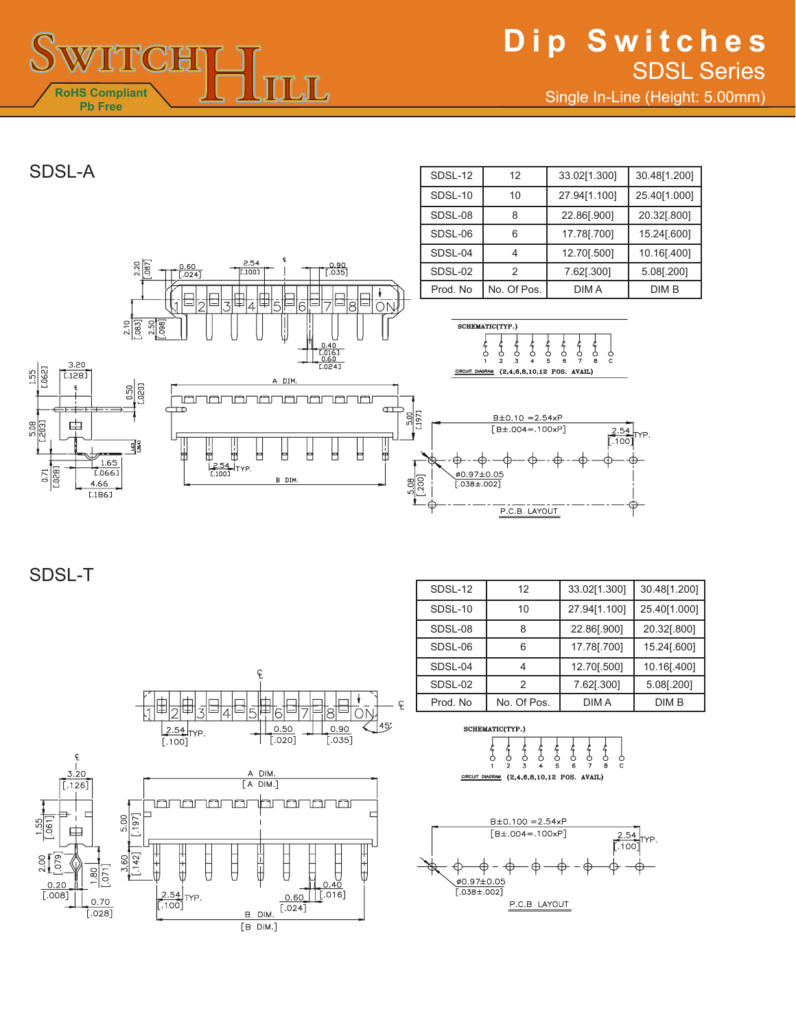# Dip Switches

## SDSL Series

Single In-Line (Height: 5.00mm)

## SDSL-A

| SDSL-12 | 12 | 33.02[1.300] | 30.48[1.200] |
|---|---|---|---|
| SDSL-10 | 10 | 27.94[1.100] | 25.40[1.000] |
| SDSL-08 | 8 | 22.86[.900] | 20.32[.800] |
| SDSL-06 | 6 | 17.78[.700] | 15.24[.600] |
| SDSL-04 | 4 | 12.70[.500] | 10.16[.400] |
| SDSL-02 | 2 | 7.62[.300] | 5.08[.200] |
| Prod. No | No. Of Pos. | DIM A | DIM B |

SCHEMATIC(TYP.)

CIRCUIT DIAGRAM (2,4,6,8,10,12 POS. AVAIL)

B±0.10 =2.54xP [B±.004=.100xP]

2.54 [.100] TYP.

ø0.97±0.05 [.038±.002]

P.C.B LAYOUT

## SDSL-T

| SDSL-12 | 12 | 33.02[1.300] | 30.48[1.200] |
|---|---|---|---|
| SDSL-10 | 10 | 27.94[1.100] | 25.40[1.000] |
| SDSL-08 | 8 | 22.86[.900] | 20.32[.800] |
| SDSL-06 | 6 | 17.78[.700] | 15.24[.600] |
| SDSL-04 | 4 | 12.70[.500] | 10.16[.400] |
| SDSL-02 | 2 | 7.62[.300] | 5.08[.200] |
| Prod. No | No. Of Pos. | DIM A | DIM B |

SCHEMATIC(TYP.)

CIRCUIT DIAGRAM (2,4,6,8,10,12 POS. AVAIL)

B±0.100 =2.54xP [B±.004=.100xP]

2.54 [.100] TYP.

ø0.97±0.05 [.038±.002]

P.C.B LAYOUT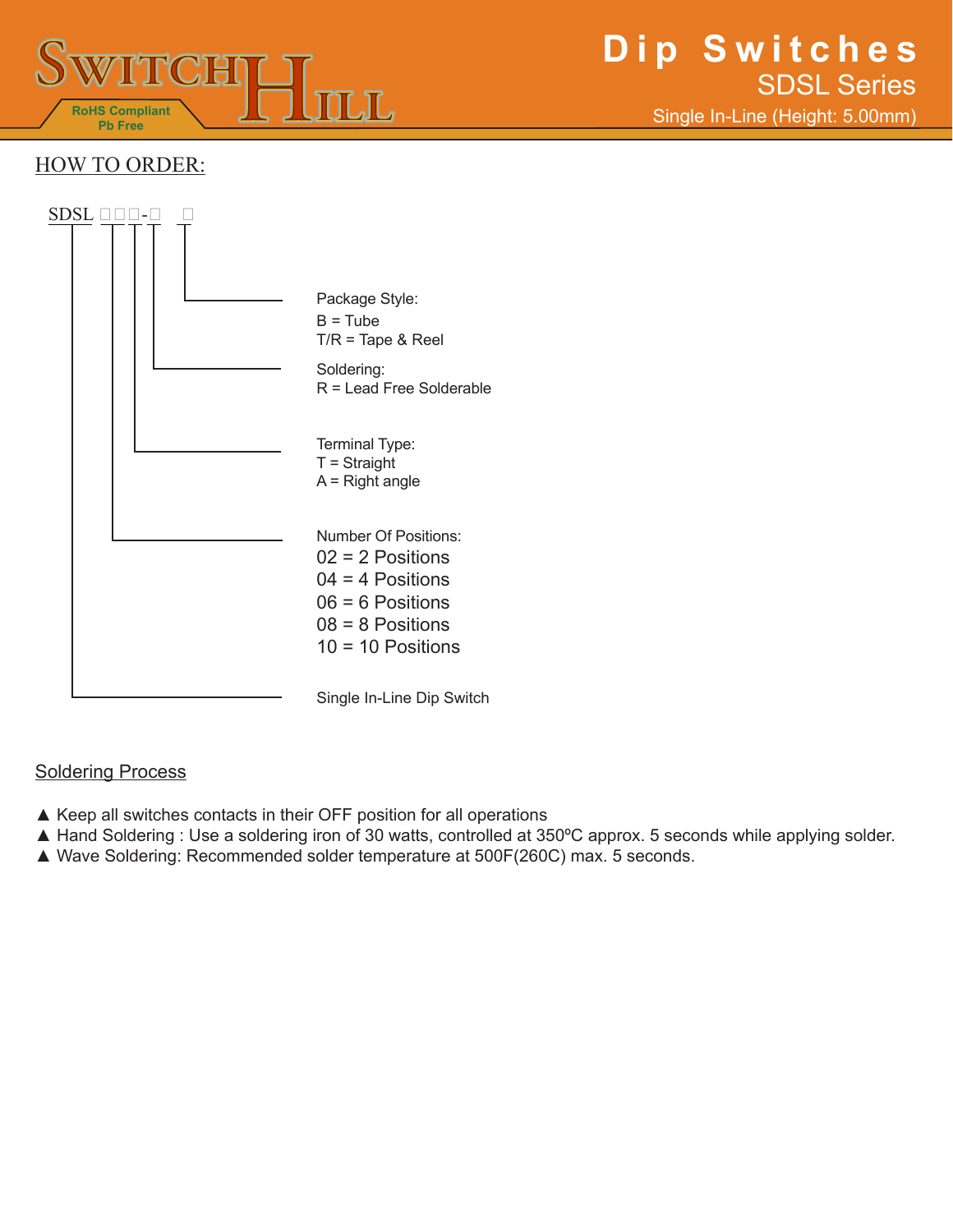## HOW TO ORDER:

SDSL □□□-□ □

Package Style:
B = Tube
T/R = Tape & Reel

Soldering:
R = Lead Free Solderable

Terminal Type:
T = Straight
A = Right angle

Number Of Positions:
02 = 2 Positions
04 = 4 Positions
06 = 6 Positions
08 = 8 Positions
10 = 10 Positions

Single In-Line Dip Switch

## Soldering Process

▲ Keep all switches contacts in their OFF position for all operations
▲ Hand Soldering : Use a soldering iron of 30 watts, controlled at 350ºC approx. 5 seconds while applying solder.
▲ Wave Soldering: Recommended solder temperature at 500F(260C) max. 5 seconds.